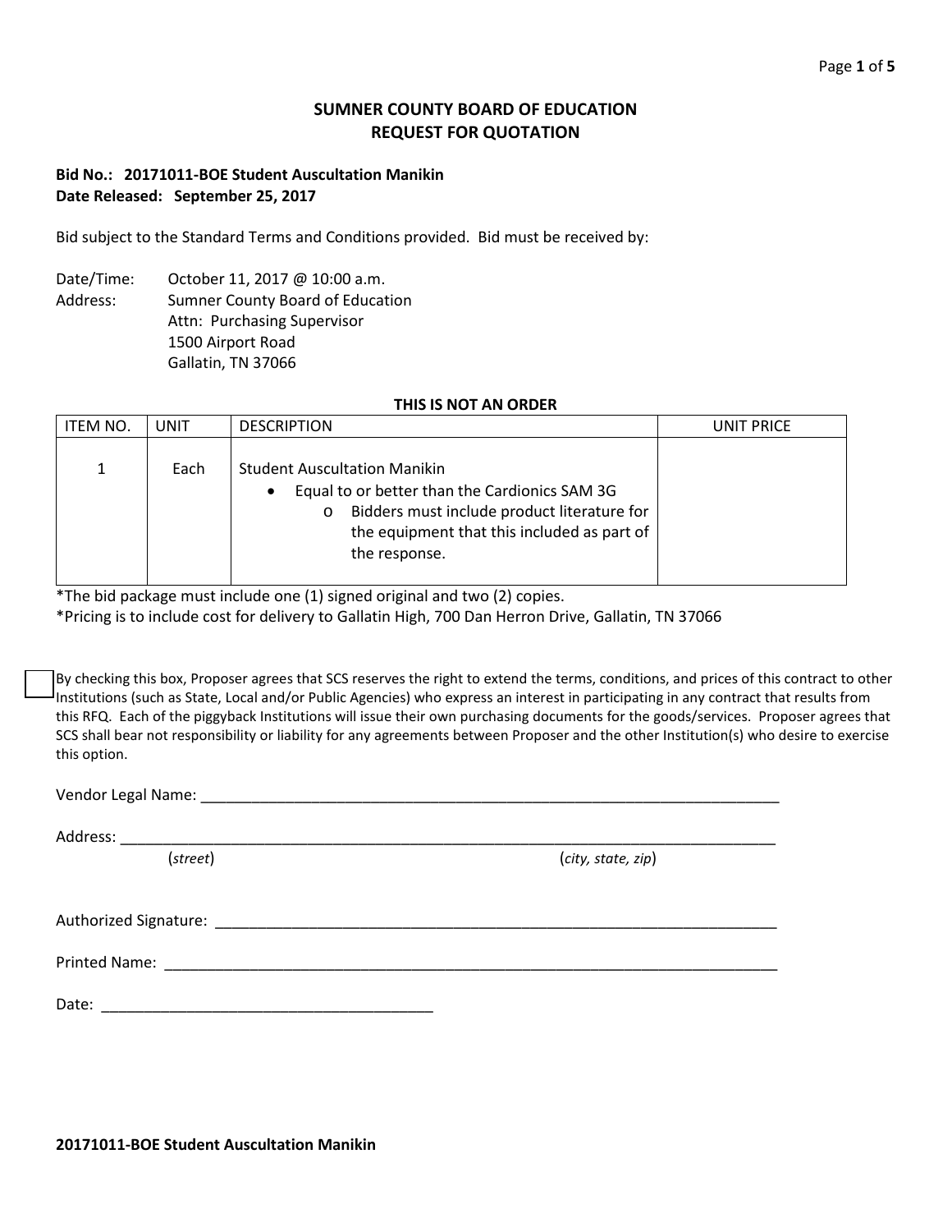# SUMNER COUNTY BOARD OF EDUCATION
## REQUEST FOR QUOTATION

**Bid No.: 20171011-BOE Student Auscultation Manikin**
**Date Released: September 25, 2017**

Bid subject to the Standard Terms and Conditions provided. Bid must be received by:

Date/Time: October 11, 2017 @ 10:00 a.m.
Address: Sumner County Board of Education
Attn: Purchasing Supervisor
1500 Airport Road
Gallatin, TN 37066

**THIS IS NOT AN ORDER**

| ITEM NO. | UNIT | DESCRIPTION | UNIT PRICE |
| --- | --- | --- | --- |
| 1 | Each | Student Auscultation Manikin<br>• Equal to or better than the Cardionics SAM 3G<br>o Bidders must include product literature for the equipment that this included as part of the response. | |

*The bid package must include one (1) signed original and two (2) copies.
*Pricing is to include cost for delivery to Gallatin High, 700 Dan Herron Drive, Gallatin, TN 37066

☐ By checking this box, Proposer agrees that SCS reserves the right to extend the terms, conditions, and prices of this contract to other Institutions (such as State, Local and/or Public Agencies) who express an interest in participating in any contract that results from this RFQ. Each of the piggyback Institutions will issue their own purchasing documents for the goods/services. Proposer agrees that SCS shall bear not responsibility or liability for any agreements between Proposer and the other Institution(s) who desire to exercise this option.

Vendor Legal Name: ______________________________________________

Address: ______________________________________________
(*street*) (*city, state, zip*)

Authorized Signature: ______________________________________________

Printed Name: ______________________________________________

Date: ______________________________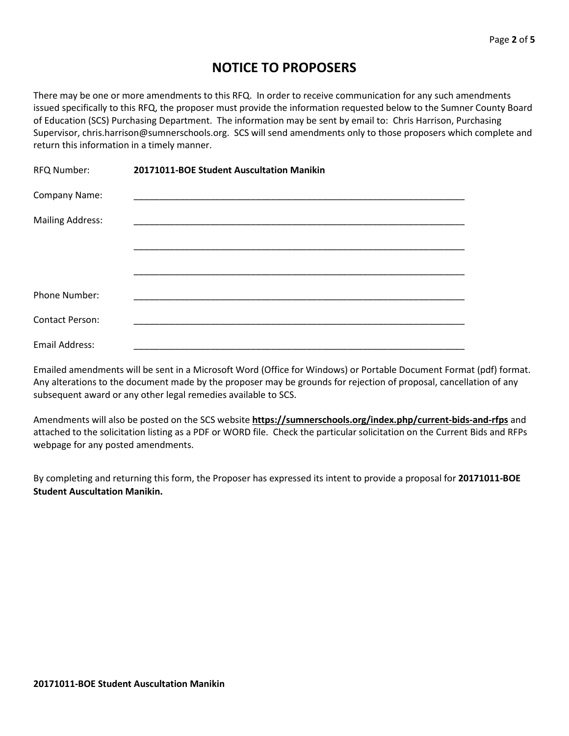# NOTICE TO PROPOSERS

There may be one or more amendments to this RFQ. In order to receive communication for any such amendments issued specifically to this RFQ, the proposer must provide the information requested below to the Sumner County Board of Education (SCS) Purchasing Department. The information may be sent by email to: Chris Harrison, Purchasing Supervisor, chris.harrison@sumnerschools.org. SCS will send amendments only to those proposers which complete and return this information in a timely manner.

RFQ Number: **20171011-BOE Student Auscultation Manikin**

Company Name: ____________________________________________________________________

Mailing Address: ____________________________________________________________________

____________________________________________________________________

____________________________________________________________________

Phone Number: ____________________________________________________________________

Contact Person: ____________________________________________________________________

Email Address: ____________________________________________________________________

Emailed amendments will be sent in a Microsoft Word (Office for Windows) or Portable Document Format (pdf) format. Any alterations to the document made by the proposer may be grounds for rejection of proposal, cancellation of any subsequent award or any other legal remedies available to SCS.

Amendments will also be posted on the SCS website **https://sumnerschools.org/index.php/current-bids-and-rfps** and attached to the solicitation listing as a PDF or WORD file. Check the particular solicitation on the Current Bids and RFPs webpage for any posted amendments.

By completing and returning this form, the Proposer has expressed its intent to provide a proposal for **20171011-BOE Student Auscultation Manikin.**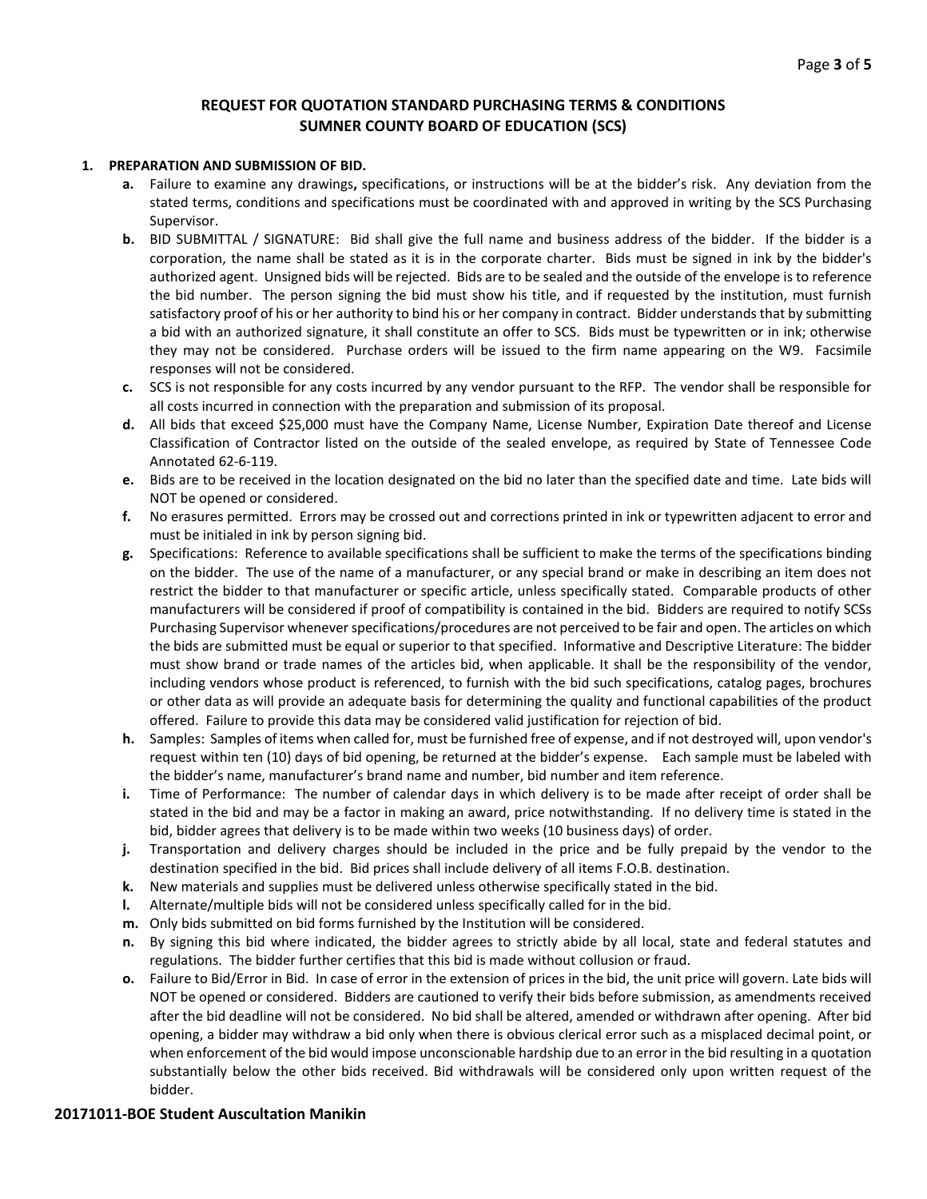## REQUEST FOR QUOTATION STANDARD PURCHASING TERMS & CONDITIONS
## SUMNER COUNTY BOARD OF EDUCATION (SCS)

**1. PREPARATION AND SUBMISSION OF BID.**

- **a.** Failure to examine any drawings**,** specifications, or instructions will be at the bidder's risk. Any deviation from the stated terms, conditions and specifications must be coordinated with and approved in writing by the SCS Purchasing Supervisor.
- **b.** BID SUBMITTAL / SIGNATURE: Bid shall give the full name and business address of the bidder. If the bidder is a corporation, the name shall be stated as it is in the corporate charter. Bids must be signed in ink by the bidder's authorized agent. Unsigned bids will be rejected. Bids are to be sealed and the outside of the envelope is to reference the bid number. The person signing the bid must show his title, and if requested by the institution, must furnish satisfactory proof of his or her authority to bind his or her company in contract. Bidder understands that by submitting a bid with an authorized signature, it shall constitute an offer to SCS. Bids must be typewritten or in ink; otherwise they may not be considered. Purchase orders will be issued to the firm name appearing on the W9. Facsimile responses will not be considered.
- **c.** SCS is not responsible for any costs incurred by any vendor pursuant to the RFP. The vendor shall be responsible for all costs incurred in connection with the preparation and submission of its proposal.
- **d.** All bids that exceed $25,000 must have the Company Name, License Number, Expiration Date thereof and License Classification of Contractor listed on the outside of the sealed envelope, as required by State of Tennessee Code Annotated 62-6-119.
- **e.** Bids are to be received in the location designated on the bid no later than the specified date and time. Late bids will NOT be opened or considered.
- **f.** No erasures permitted. Errors may be crossed out and corrections printed in ink or typewritten adjacent to error and must be initialed in ink by person signing bid.
- **g.** Specifications: Reference to available specifications shall be sufficient to make the terms of the specifications binding on the bidder. The use of the name of a manufacturer, or any special brand or make in describing an item does not restrict the bidder to that manufacturer or specific article, unless specifically stated. Comparable products of other manufacturers will be considered if proof of compatibility is contained in the bid. Bidders are required to notify SCSs Purchasing Supervisor whenever specifications/procedures are not perceived to be fair and open. The articles on which the bids are submitted must be equal or superior to that specified. Informative and Descriptive Literature: The bidder must show brand or trade names of the articles bid, when applicable. It shall be the responsibility of the vendor, including vendors whose product is referenced, to furnish with the bid such specifications, catalog pages, brochures or other data as will provide an adequate basis for determining the quality and functional capabilities of the product offered. Failure to provide this data may be considered valid justification for rejection of bid.
- **h.** Samples: Samples of items when called for, must be furnished free of expense, and if not destroyed will, upon vendor's request within ten (10) days of bid opening, be returned at the bidder's expense. Each sample must be labeled with the bidder's name, manufacturer's brand name and number, bid number and item reference.
- **i.** Time of Performance: The number of calendar days in which delivery is to be made after receipt of order shall be stated in the bid and may be a factor in making an award, price notwithstanding. If no delivery time is stated in the bid, bidder agrees that delivery is to be made within two weeks (10 business days) of order.
- **j.** Transportation and delivery charges should be included in the price and be fully prepaid by the vendor to the destination specified in the bid. Bid prices shall include delivery of all items F.O.B. destination.
- **k.** New materials and supplies must be delivered unless otherwise specifically stated in the bid.
- **l.** Alternate/multiple bids will not be considered unless specifically called for in the bid.
- **m.** Only bids submitted on bid forms furnished by the Institution will be considered.
- **n.** By signing this bid where indicated, the bidder agrees to strictly abide by all local, state and federal statutes and regulations. The bidder further certifies that this bid is made without collusion or fraud.
- **o.** Failure to Bid/Error in Bid. In case of error in the extension of prices in the bid, the unit price will govern. Late bids will NOT be opened or considered. Bidders are cautioned to verify their bids before submission, as amendments received after the bid deadline will not be considered. No bid shall be altered, amended or withdrawn after opening. After bid opening, a bidder may withdraw a bid only when there is obvious clerical error such as a misplaced decimal point, or when enforcement of the bid would impose unconscionable hardship due to an error in the bid resulting in a quotation substantially below the other bids received. Bid withdrawals will be considered only upon written request of the bidder.

**20171011-BOE Student Auscultation Manikin**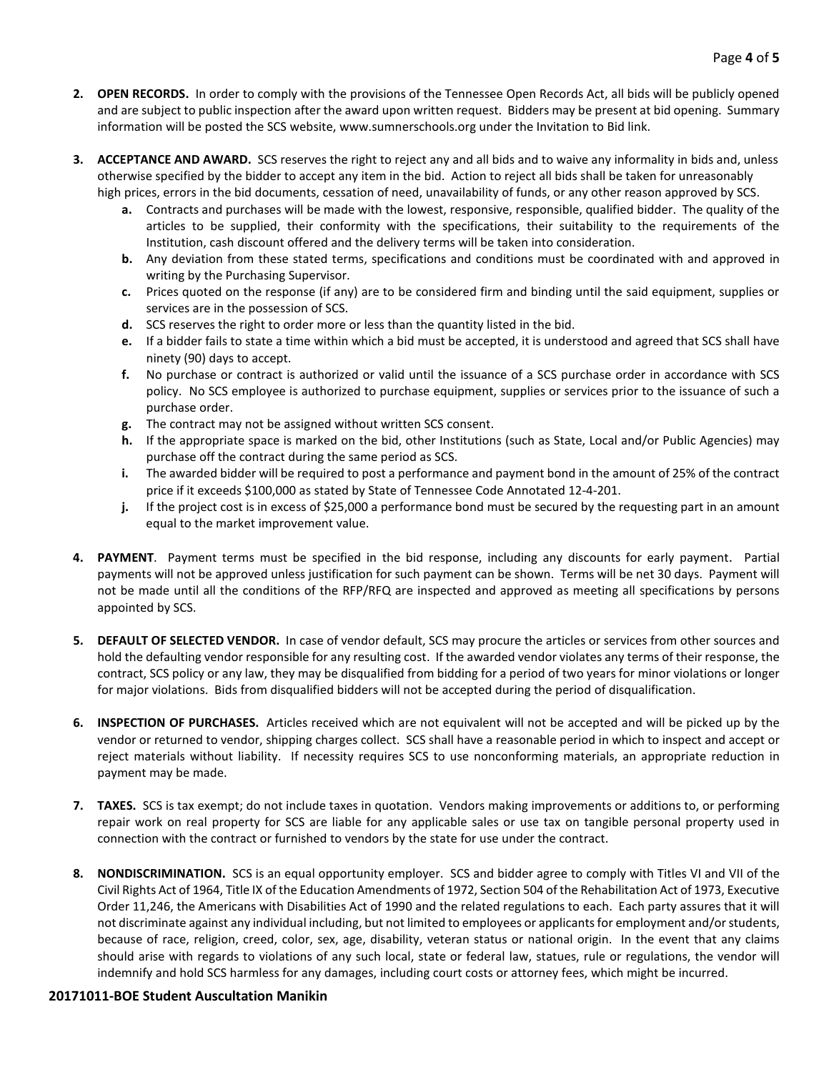2. **OPEN RECORDS.** In order to comply with the provisions of the Tennessee Open Records Act, all bids will be publicly opened and are subject to public inspection after the award upon written request. Bidders may be present at bid opening. Summary information will be posted the SCS website, www.sumnerschools.org under the Invitation to Bid link.

3. **ACCEPTANCE AND AWARD.** SCS reserves the right to reject any and all bids and to waive any informality in bids and, unless otherwise specified by the bidder to accept any item in the bid. Action to reject all bids shall be taken for unreasonably high prices, errors in the bid documents, cessation of need, unavailability of funds, or any other reason approved by SCS.
   - **a.** Contracts and purchases will be made with the lowest, responsive, responsible, qualified bidder. The quality of the articles to be supplied, their conformity with the specifications, their suitability to the requirements of the Institution, cash discount offered and the delivery terms will be taken into consideration.
   - **b.** Any deviation from these stated terms, specifications and conditions must be coordinated with and approved in writing by the Purchasing Supervisor.
   - **c.** Prices quoted on the response (if any) are to be considered firm and binding until the said equipment, supplies or services are in the possession of SCS.
   - **d.** SCS reserves the right to order more or less than the quantity listed in the bid.
   - **e.** If a bidder fails to state a time within which a bid must be accepted, it is understood and agreed that SCS shall have ninety (90) days to accept.
   - **f.** No purchase or contract is authorized or valid until the issuance of a SCS purchase order in accordance with SCS policy. No SCS employee is authorized to purchase equipment, supplies or services prior to the issuance of such a purchase order.
   - **g.** The contract may not be assigned without written SCS consent.
   - **h.** If the appropriate space is marked on the bid, other Institutions (such as State, Local and/or Public Agencies) may purchase off the contract during the same period as SCS.
   - **i.** The awarded bidder will be required to post a performance and payment bond in the amount of 25% of the contract price if it exceeds $100,000 as stated by State of Tennessee Code Annotated 12-4-201.
   - **j.** If the project cost is in excess of $25,000 a performance bond must be secured by the requesting part in an amount equal to the market improvement value.

4. **PAYMENT**. Payment terms must be specified in the bid response, including any discounts for early payment. Partial payments will not be approved unless justification for such payment can be shown. Terms will be net 30 days. Payment will not be made until all the conditions of the RFP/RFQ are inspected and approved as meeting all specifications by persons appointed by SCS.

5. **DEFAULT OF SELECTED VENDOR.** In case of vendor default, SCS may procure the articles or services from other sources and hold the defaulting vendor responsible for any resulting cost. If the awarded vendor violates any terms of their response, the contract, SCS policy or any law, they may be disqualified from bidding for a period of two years for minor violations or longer for major violations. Bids from disqualified bidders will not be accepted during the period of disqualification.

6. **INSPECTION OF PURCHASES.** Articles received which are not equivalent will not be accepted and will be picked up by the vendor or returned to vendor, shipping charges collect. SCS shall have a reasonable period in which to inspect and accept or reject materials without liability. If necessity requires SCS to use nonconforming materials, an appropriate reduction in payment may be made.

7. **TAXES.** SCS is tax exempt; do not include taxes in quotation. Vendors making improvements or additions to, or performing repair work on real property for SCS are liable for any applicable sales or use tax on tangible personal property used in connection with the contract or furnished to vendors by the state for use under the contract.

8. **NONDISCRIMINATION.** SCS is an equal opportunity employer. SCS and bidder agree to comply with Titles VI and VII of the Civil Rights Act of 1964, Title IX of the Education Amendments of 1972, Section 504 of the Rehabilitation Act of 1973, Executive Order 11,246, the Americans with Disabilities Act of 1990 and the related regulations to each. Each party assures that it will not discriminate against any individual including, but not limited to employees or applicants for employment and/or students, because of race, religion, creed, color, sex, age, disability, veteran status or national origin. In the event that any claims should arise with regards to violations of any such local, state or federal law, statues, rule or regulations, the vendor will indemnify and hold SCS harmless for any damages, including court costs or attorney fees, which might be incurred.

**20171011-BOE Student Auscultation Manikin**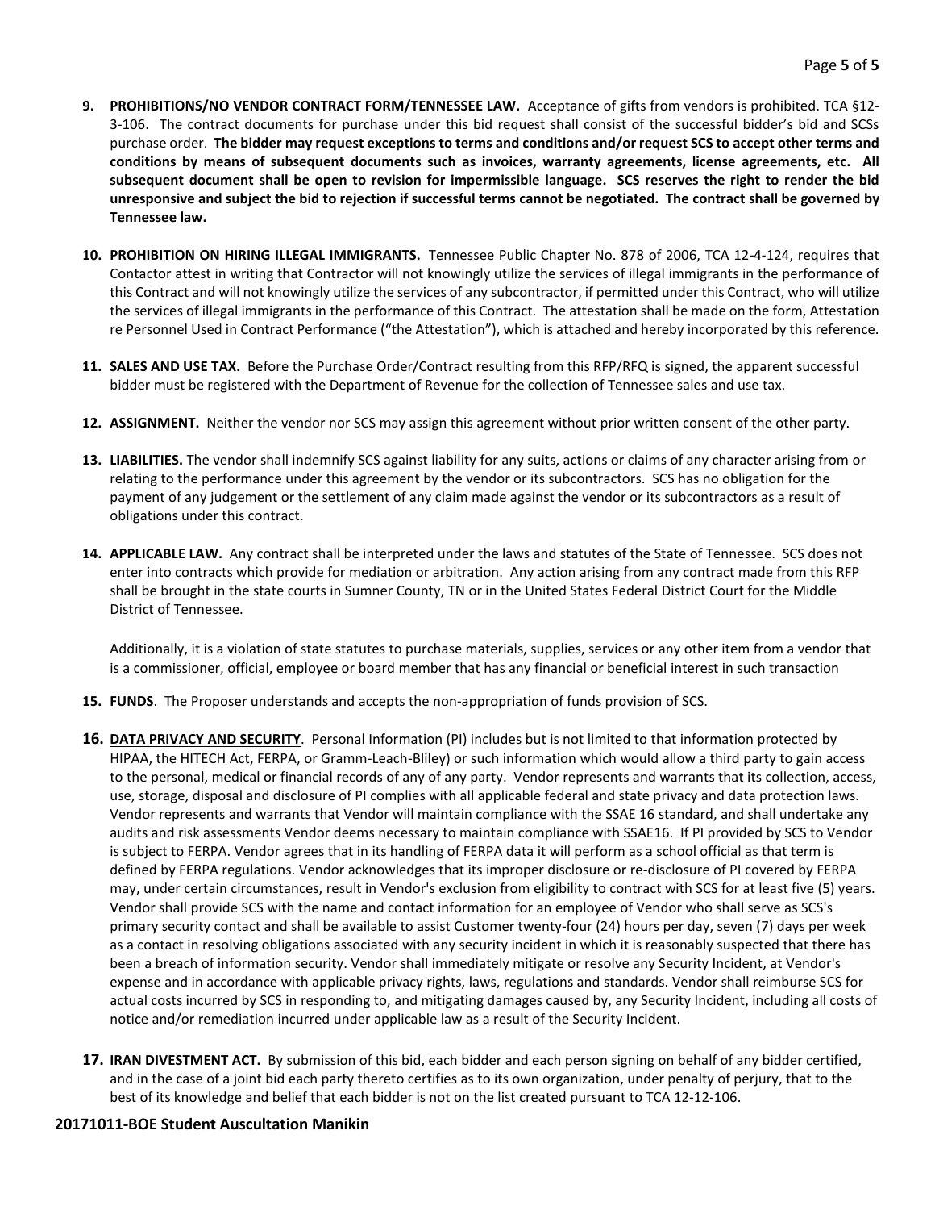9. **PROHIBITIONS/NO VENDOR CONTRACT FORM/TENNESSEE LAW.** Acceptance of gifts from vendors is prohibited. TCA §12-3-106. The contract documents for purchase under this bid request shall consist of the successful bidder's bid and SCSs purchase order. **The bidder may request exceptions to terms and conditions and/or request SCS to accept other terms and conditions by means of subsequent documents such as invoices, warranty agreements, license agreements, etc. All subsequent document shall be open to revision for impermissible language. SCS reserves the right to render the bid unresponsive and subject the bid to rejection if successful terms cannot be negotiated. The contract shall be governed by Tennessee law.**

10. **PROHIBITION ON HIRING ILLEGAL IMMIGRANTS.** Tennessee Public Chapter No. 878 of 2006, TCA 12-4-124, requires that Contactor attest in writing that Contractor will not knowingly utilize the services of illegal immigrants in the performance of this Contract and will not knowingly utilize the services of any subcontractor, if permitted under this Contract, who will utilize the services of illegal immigrants in the performance of this Contract. The attestation shall be made on the form, Attestation re Personnel Used in Contract Performance ("the Attestation"), which is attached and hereby incorporated by this reference.

11. **SALES AND USE TAX.** Before the Purchase Order/Contract resulting from this RFP/RFQ is signed, the apparent successful bidder must be registered with the Department of Revenue for the collection of Tennessee sales and use tax.

12. **ASSIGNMENT.** Neither the vendor nor SCS may assign this agreement without prior written consent of the other party.

13. **LIABILITIES.** The vendor shall indemnify SCS against liability for any suits, actions or claims of any character arising from or relating to the performance under this agreement by the vendor or its subcontractors. SCS has no obligation for the payment of any judgement or the settlement of any claim made against the vendor or its subcontractors as a result of obligations under this contract.

14. **APPLICABLE LAW.** Any contract shall be interpreted under the laws and statutes of the State of Tennessee. SCS does not enter into contracts which provide for mediation or arbitration. Any action arising from any contract made from this RFP shall be brought in the state courts in Sumner County, TN or in the United States Federal District Court for the Middle District of Tennessee.

    Additionally, it is a violation of state statutes to purchase materials, supplies, services or any other item from a vendor that is a commissioner, official, employee or board member that has any financial or beneficial interest in such transaction

15. **FUNDS**. The Proposer understands and accepts the non-appropriation of funds provision of SCS.

16. **<u>DATA PRIVACY AND SECURITY</u>**. Personal Information (PI) includes but is not limited to that information protected by HIPAA, the HITECH Act, FERPA, or Gramm-Leach-Bliley) or such information which would allow a third party to gain access to the personal, medical or financial records of any of any party. Vendor represents and warrants that its collection, access, use, storage, disposal and disclosure of PI complies with all applicable federal and state privacy and data protection laws. Vendor represents and warrants that Vendor will maintain compliance with the SSAE 16 standard, and shall undertake any audits and risk assessments Vendor deems necessary to maintain compliance with SSAE16. If PI provided by SCS to Vendor is subject to FERPA. Vendor agrees that in its handling of FERPA data it will perform as a school official as that term is defined by FERPA regulations. Vendor acknowledges that its improper disclosure or re-disclosure of PI covered by FERPA may, under certain circumstances, result in Vendor's exclusion from eligibility to contract with SCS for at least five (5) years. Vendor shall provide SCS with the name and contact information for an employee of Vendor who shall serve as SCS's primary security contact and shall be available to assist Customer twenty-four (24) hours per day, seven (7) days per week as a contact in resolving obligations associated with any security incident in which it is reasonably suspected that there has been a breach of information security. Vendor shall immediately mitigate or resolve any Security Incident, at Vendor's expense and in accordance with applicable privacy rights, laws, regulations and standards. Vendor shall reimburse SCS for actual costs incurred by SCS in responding to, and mitigating damages caused by, any Security Incident, including all costs of notice and/or remediation incurred under applicable law as a result of the Security Incident.

17. **IRAN DIVESTMENT ACT.** By submission of this bid, each bidder and each person signing on behalf of any bidder certified, and in the case of a joint bid each party thereto certifies as to its own organization, under penalty of perjury, that to the best of its knowledge and belief that each bidder is not on the list created pursuant to TCA 12-12-106.

**20171011-BOE Student Auscultation Manikin**